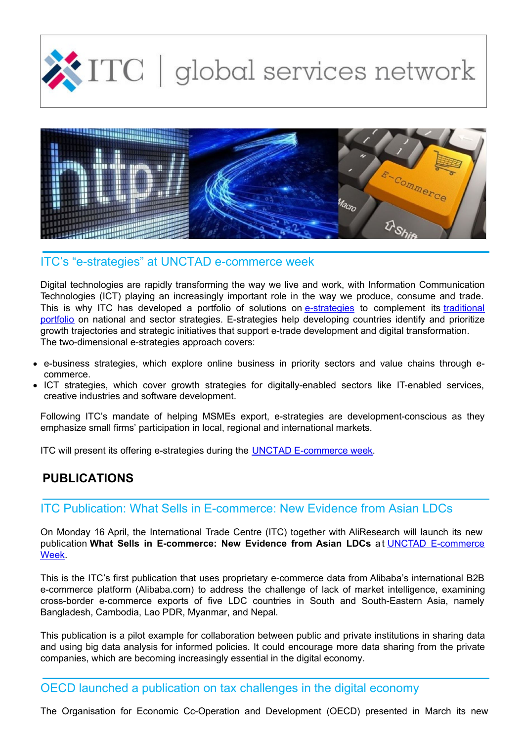# ITC | global services network

## ITC's "e-strategies" at UNCTAD e-commerce week

Digital technologies are rapidly transforming the way we live and work, with Information Communication Technologies (ICT) playing an increasingly important role in the way we produce, consume and trade. This is why ITC has developed a portfolio of solutions on e-strategies to complement its traditional portfolio on national and sector strategies. E-strategies help developing countries identify and prioritize growth trajectories and strategic initiatives that support e-trade development and digital transformation. The two-dimensional e-strategies approach covers:

- e-business strategies, which explore online business in priority sectors and value chains through e-commerce.
- ICT strategies, which cover growth strategies for digitally-enabled sectors like IT-enabled services, creative industries and software development.

Following ITC's mandate of helping MSMEs export, e-strategies are development-conscious as they emphasize small firms' participation in local, regional and international markets.

ITC will present its offering e-strategies during the UNCTAD E-commerce week.

# PUBLICATIONS

## ITC Publication: What Sells in E-commerce: New Evidence from Asian LDCs

On Monday 16 April, the International Trade Centre (ITC) together with AliResearch will launch its new publication **What Sells in E-commerce: New Evidence from Asian LDCs** at UNCTAD E-commerce Week.

This is the ITC's first publication that uses proprietary e-commerce data from Alibaba's international B2B e-commerce platform (Alibaba.com) to address the challenge of lack of market intelligence, examining cross-border e-commerce exports of five LDC countries in South and South-Eastern Asia, namely Bangladesh, Cambodia, Lao PDR, Myanmar, and Nepal.

This publication is a pilot example for collaboration between public and private institutions in sharing data and using big data analysis for informed policies. It could encourage more data sharing from the private companies, which are becoming increasingly essential in the digital economy.

## OECD launched a publication on tax challenges in the digital economy

The Organisation for Economic Cc-Operation and Development (OECD) presented in March its new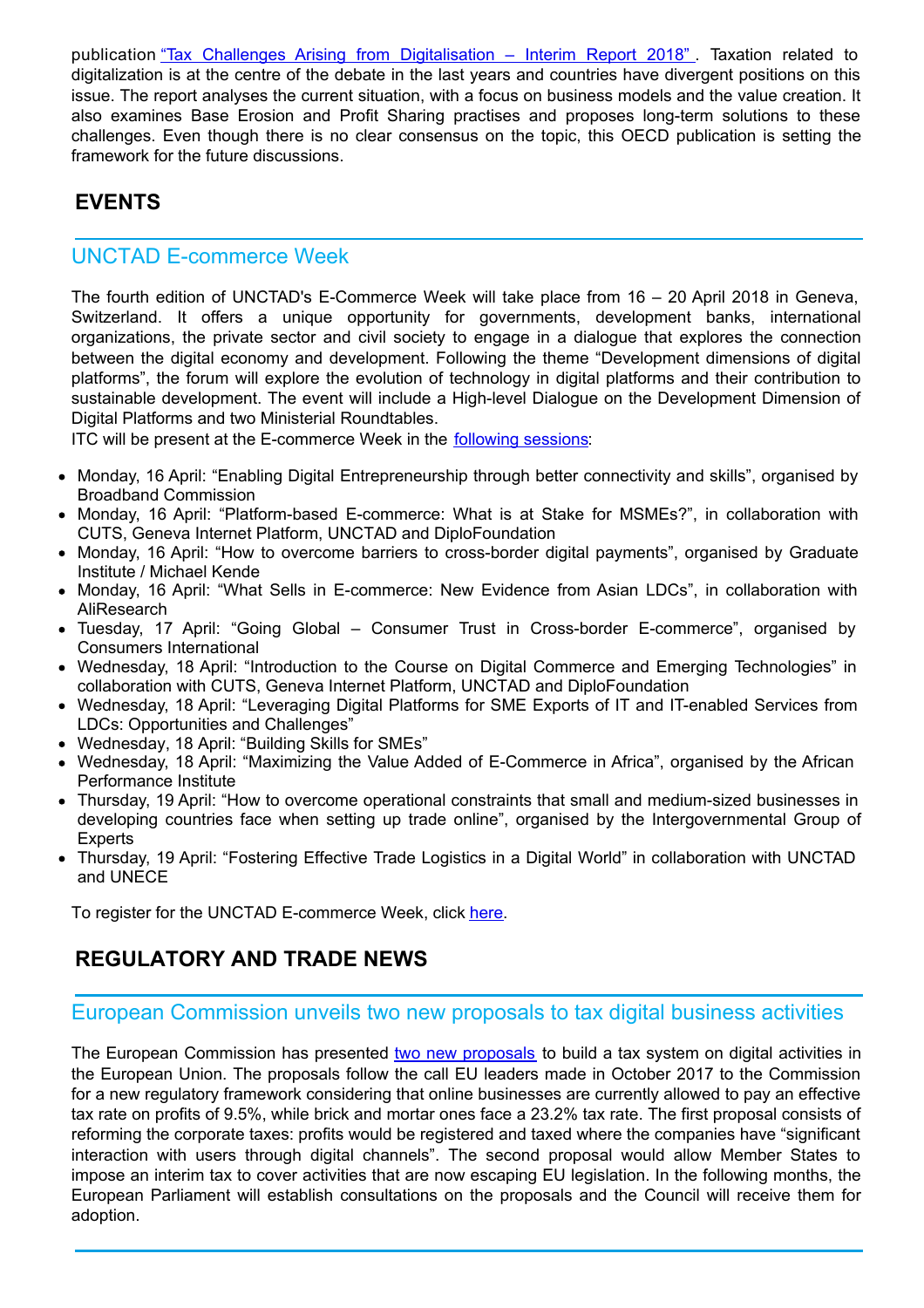publication "Tax Challenges Arising from Digitalisation – Interim Report 2018". Taxation related to digitalization is at the centre of the debate in the last years and countries have divergent positions on this issue. The report analyses the current situation, with a focus on business models and the value creation. It also examines Base Erosion and Profit Sharing practises and proposes long-term solutions to these challenges. Even though there is no clear consensus on the topic, this OECD publication is setting the framework for the future discussions.

## EVENTS

### UNCTAD E-commerce Week

The fourth edition of UNCTAD's E-Commerce Week will take place from 16 – 20 April 2018 in Geneva, Switzerland. It offers a unique opportunity for governments, development banks, international organizations, the private sector and civil society to engage in a dialogue that explores the connection between the digital economy and development. Following the theme "Development dimensions of digital platforms", the forum will explore the evolution of technology in digital platforms and their contribution to sustainable development. The event will include a High-level Dialogue on the Development Dimension of Digital Platforms and two Ministerial Roundtables.

ITC will be present at the E-commerce Week in the following sessions:

- Monday, 16 April: "Enabling Digital Entrepreneurship through better connectivity and skills", organised by Broadband Commission
- Monday, 16 April: "Platform-based E-commerce: What is at Stake for MSMEs?", in collaboration with CUTS, Geneva Internet Platform, UNCTAD and DiploFoundation
- Monday, 16 April: "How to overcome barriers to cross-border digital payments", organised by Graduate Institute / Michael Kende
- Monday, 16 April: "What Sells in E-commerce: New Evidence from Asian LDCs", in collaboration with AliResearch
- Tuesday, 17 April: "Going Global – Consumer Trust in Cross-border E-commerce", organised by Consumers International
- Wednesday, 18 April: "Introduction to the Course on Digital Commerce and Emerging Technologies" in collaboration with CUTS, Geneva Internet Platform, UNCTAD and DiploFoundation
- Wednesday, 18 April: "Leveraging Digital Platforms for SME Exports of IT and IT-enabled Services from LDCs: Opportunities and Challenges"
- Wednesday, 18 April: "Building Skills for SMEs"
- Wednesday, 18 April: "Maximizing the Value Added of E-Commerce in Africa", organised by the African Performance Institute
- Thursday, 19 April: "How to overcome operational constraints that small and medium-sized businesses in developing countries face when setting up trade online", organised by the Intergovernmental Group of Experts
- Thursday, 19 April: "Fostering Effective Trade Logistics in a Digital World" in collaboration with UNCTAD and UNECE

To register for the UNCTAD E-commerce Week, click here.

## REGULATORY AND TRADE NEWS

### European Commission unveils two new proposals to tax digital business activities

The European Commission has presented two new proposals to build a tax system on digital activities in the European Union. The proposals follow the call EU leaders made in October 2017 to the Commission for a new regulatory framework considering that online businesses are currently allowed to pay an effective tax rate on profits of 9.5%, while brick and mortar ones face a 23.2% tax rate. The first proposal consists of reforming the corporate taxes: profits would be registered and taxed where the companies have "significant interaction with users through digital channels". The second proposal would allow Member States to impose an interim tax to cover activities that are now escaping EU legislation. In the following months, the European Parliament will establish consultations on the proposals and the Council will receive them for adoption.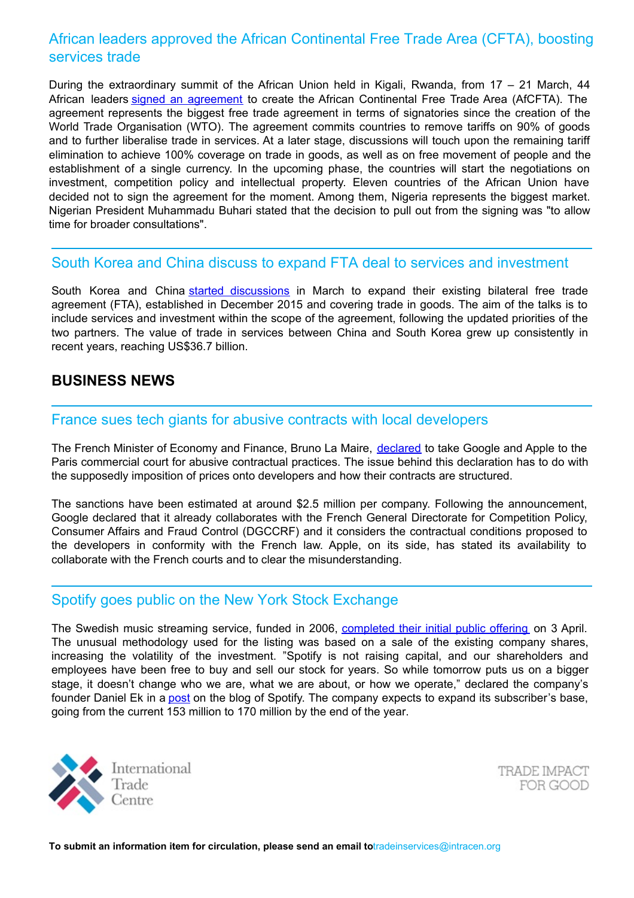## African leaders approved the African Continental Free Trade Area (CFTA), boosting services trade

During the extraordinary summit of the African Union held in Kigali, Rwanda, from 17 – 21 March, 44 African leaders signed an agreement to create the African Continental Free Trade Area (AfCFTA). The agreement represents the biggest free trade agreement in terms of signatories since the creation of the World Trade Organisation (WTO). The agreement commits countries to remove tariffs on 90% of goods and to further liberalise trade in services. At a later stage, discussions will touch upon the remaining tariff elimination to achieve 100% coverage on trade in goods, as well as on free movement of people and the establishment of a single currency. In the upcoming phase, the countries will start the negotiations on investment, competition policy and intellectual property. Eleven countries of the African Union have decided not to sign the agreement for the moment. Among them, Nigeria represents the biggest market. Nigerian President Muhammadu Buhari stated that the decision to pull out from the signing was "to allow time for broader consultations".

## South Korea and China discuss to expand FTA deal to services and investment

South Korea and China started discussions in March to expand their existing bilateral free trade agreement (FTA), established in December 2015 and covering trade in goods. The aim of the talks is to include services and investment within the scope of the agreement, following the updated priorities of the two partners. The value of trade in services between China and South Korea grew up consistently in recent years, reaching US$36.7 billion.

# BUSINESS NEWS

## France sues tech giants for abusive contracts with local developers

The French Minister of Economy and Finance, Bruno La Maire, declared to take Google and Apple to the Paris commercial court for abusive contractual practices. The issue behind this declaration has to do with the supposedly imposition of prices onto developers and how their contracts are structured.

The sanctions have been estimated at around $2.5 million per company. Following the announcement, Google declared that it already collaborates with the French General Directorate for Competition Policy, Consumer Affairs and Fraud Control (DGCCRF) and it considers the contractual conditions proposed to the developers in conformity with the French law. Apple, on its side, has stated its availability to collaborate with the French courts and to clear the misunderstanding.

## Spotify goes public on the New York Stock Exchange

The Swedish music streaming service, funded in 2006, completed their initial public offering on 3 April. The unusual methodology used for the listing was based on a sale of the existing company shares, increasing the volatility of the investment. "Spotify is not raising capital, and our shareholders and employees have been free to buy and sell our stock for years. So while tomorrow puts us on a bigger stage, it doesn't change who we are, what we are about, or how we operate," declared the company's founder Daniel Ek in a post on the blog of Spotify. The company expects to expand its subscriber's base, going from the current 153 million to 170 million by the end of the year.

International Trade Centre

TRADE IMPACT FOR GOOD

**To submit an information item for circulation, please send an email to** tradeinservices@intracen.org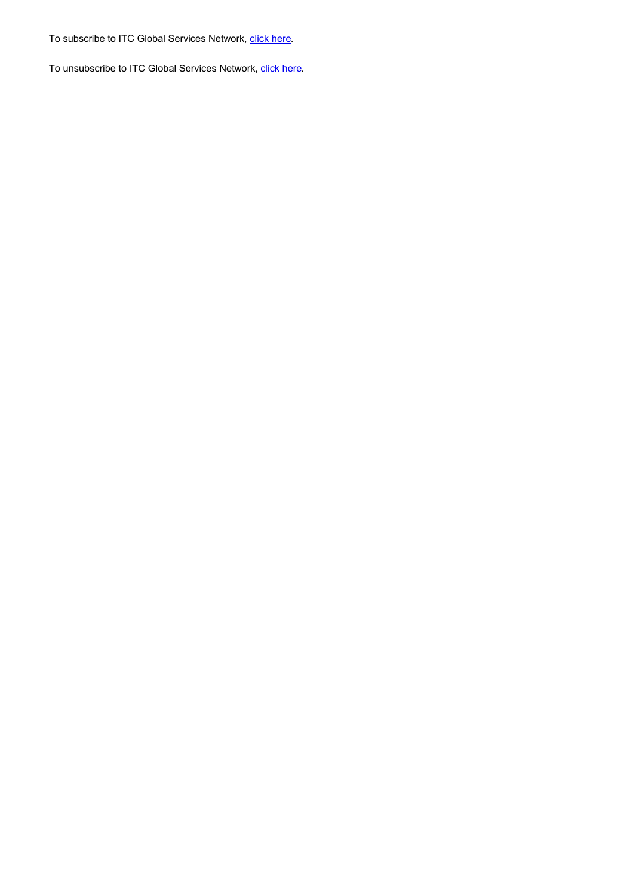To subscribe to ITC Global Services Network, click here.

To unsubscribe to ITC Global Services Network, click here.